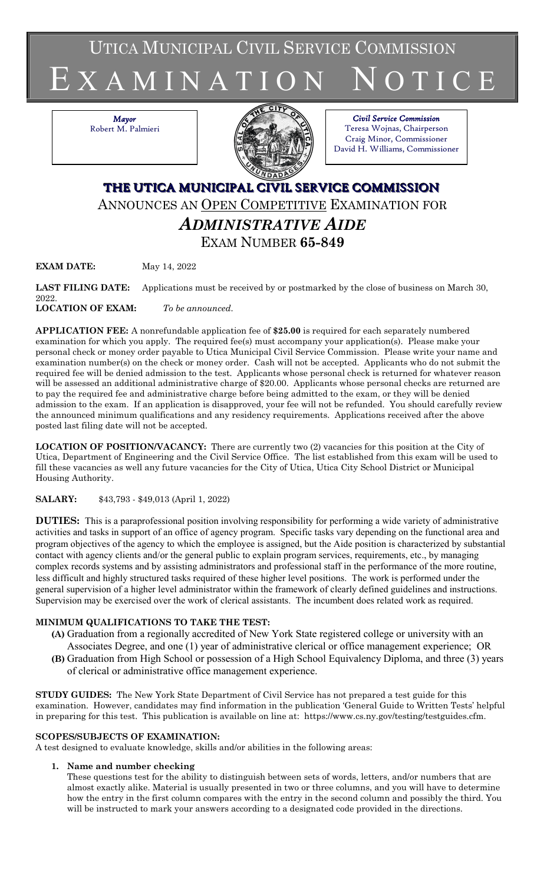# UTICA MUNICIPAL CIVIL SERVICE COMMISSION

# EXAMINATION NOTICE

*Mayor*
Robert M. Palmieri

*Civil Service Commission*
Teresa Wojnas, Chairperson
Craig Minor, Commissioner
David H. Williams, Commissioner

## THE UTICA MUNICIPAL CIVIL SERVICE COMMISSION

ANNOUNCES AN OPEN COMPETITIVE EXAMINATION FOR

## *ADMINISTRATIVE AIDE*

EXAM NUMBER **65-849**

**EXAM DATE:** May 14, 2022

**LAST FILING DATE:** Applications must be received by or postmarked by the close of business on March 30, 2022.

**LOCATION OF EXAM:** *To be announced.*

**APPLICATION FEE:** A nonrefundable application fee of **$25.00** is required for each separately numbered examination for which you apply. The required fee(s) must accompany your application(s). Please make your personal check or money order payable to Utica Municipal Civil Service Commission. Please write your name and examination number(s) on the check or money order. Cash will not be accepted. Applicants who do not submit the required fee will be denied admission to the test. Applicants whose personal check is returned for whatever reason will be assessed an additional administrative charge of $20.00. Applicants whose personal checks are returned are to pay the required fee and administrative charge before being admitted to the exam, or they will be denied admission to the exam. If an application is disapproved, your fee will not be refunded. You should carefully review the announced minimum qualifications and any residency requirements. Applications received after the above posted last filing date will not be accepted.

**LOCATION OF POSITION/VACANCY:** There are currently two (2) vacancies for this position at the City of Utica, Department of Engineering and the Civil Service Office. The list established from this exam will be used to fill these vacancies as well any future vacancies for the City of Utica, Utica City School District or Municipal Housing Authority.

**SALARY:** $43,793 - $49,013 (April 1, 2022)

**DUTIES:** This is a paraprofessional position involving responsibility for performing a wide variety of administrative activities and tasks in support of an office of agency program. Specific tasks vary depending on the functional area and program objectives of the agency to which the employee is assigned, but the Aide position is characterized by substantial contact with agency clients and/or the general public to explain program services, requirements, etc., by managing complex records systems and by assisting administrators and professional staff in the performance of the more routine, less difficult and highly structured tasks required of these higher level positions. The work is performed under the general supervision of a higher level administrator within the framework of clearly defined guidelines and instructions. Supervision may be exercised over the work of clerical assistants. The incumbent does related work as required.

**MINIMUM QUALIFICATIONS TO TAKE THE TEST:**

- **(A)** Graduation from a regionally accredited of New York State registered college or university with an Associates Degree, and one (1) year of administrative clerical or office management experience; OR
- **(B)** Graduation from High School or possession of a High School Equivalency Diploma, and three (3) years of clerical or administrative office management experience.

**STUDY GUIDES:** The New York State Department of Civil Service has not prepared a test guide for this examination. However, candidates may find information in the publication 'General Guide to Written Tests' helpful in preparing for this test. This publication is available on line at: https://www.cs.ny.gov/testing/testguides.cfm.

**SCOPES/SUBJECTS OF EXAMINATION:**

A test designed to evaluate knowledge, skills and/or abilities in the following areas:

1. **Name and number checking**
   These questions test for the ability to distinguish between sets of words, letters, and/or numbers that are almost exactly alike. Material is usually presented in two or three columns, and you will have to determine how the entry in the first column compares with the entry in the second column and possibly the third. You will be instructed to mark your answers according to a designated code provided in the directions.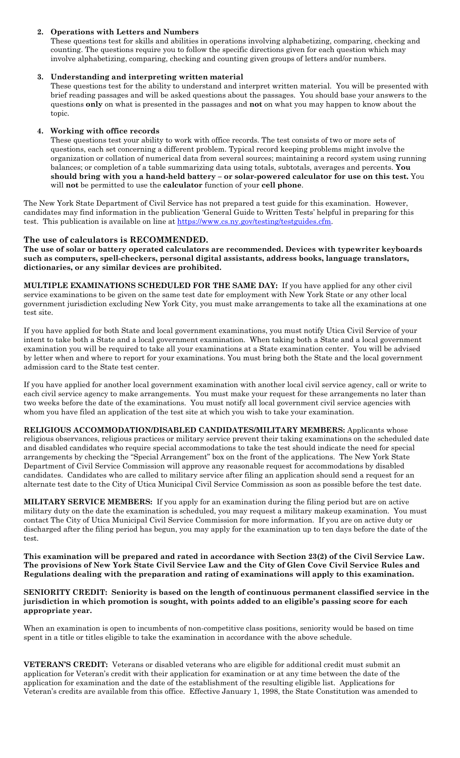2. **Operations with Letters and Numbers**
   These questions test for skills and abilities in operations involving alphabetizing, comparing, checking and counting. The questions require you to follow the specific directions given for each question which may involve alphabetizing, comparing, checking and counting given groups of letters and/or numbers.

3. **Understanding and interpreting written material**
   These questions test for the ability to understand and interpret written material. You will be presented with brief reading passages and will be asked questions about the passages. You should base your answers to the questions **only** on what is presented in the passages and **not** on what you may happen to know about the topic.

4. **Working with office records**
   These questions test your ability to work with office records. The test consists of two or more sets of questions, each set concerning a different problem. Typical record keeping problems might involve the organization or collation of numerical data from several sources; maintaining a record system using running balances; or completion of a table summarizing data using totals, subtotals, averages and percents. **You should bring with you a hand-held battery – or solar-powered calculator for use on this test.** You will **not** be permitted to use the **calculator** function of your **cell phone**.

The New York State Department of Civil Service has not prepared a test guide for this examination. However, candidates may find information in the publication 'General Guide to Written Tests' helpful in preparing for this test. This publication is available on line at https://www.cs.ny.gov/testing/testguides.cfm.

**The use of calculators is RECOMMENDED.**
**The use of solar or battery operated calculators are recommended. Devices with typewriter keyboards such as computers, spell-checkers, personal digital assistants, address books, language translators, dictionaries, or any similar devices are prohibited.**

**MULTIPLE EXAMINATIONS SCHEDULED FOR THE SAME DAY:** If you have applied for any other civil service examinations to be given on the same test date for employment with New York State or any other local government jurisdiction excluding New York City, you must make arrangements to take all the examinations at one test site.

If you have applied for both State and local government examinations, you must notify Utica Civil Service of your intent to take both a State and a local government examination. When taking both a State and a local government examination you will be required to take all your examinations at a State examination center. You will be advised by letter when and where to report for your examinations. You must bring both the State and the local government admission card to the State test center.

If you have applied for another local government examination with another local civil service agency, call or write to each civil service agency to make arrangements. You must make your request for these arrangements no later than two weeks before the date of the examinations. You must notify all local government civil service agencies with whom you have filed an application of the test site at which you wish to take your examination.

**RELIGIOUS ACCOMMODATION/DISABLED CANDIDATES/MILITARY MEMBERS:** Applicants whose religious observances, religious practices or military service prevent their taking examinations on the scheduled date and disabled candidates who require special accommodations to take the test should indicate the need for special arrangements by checking the "Special Arrangement" box on the front of the applications. The New York State Department of Civil Service Commission will approve any reasonable request for accommodations by disabled candidates. Candidates who are called to military service after filing an application should send a request for an alternate test date to the City of Utica Municipal Civil Service Commission as soon as possible before the test date.

**MILITARY SERVICE MEMBERS:** If you apply for an examination during the filing period but are on active military duty on the date the examination is scheduled, you may request a military makeup examination. You must contact The City of Utica Municipal Civil Service Commission for more information. If you are on active duty or discharged after the filing period has begun, you may apply for the examination up to ten days before the date of the test.

**This examination will be prepared and rated in accordance with Section 23(2) of the Civil Service Law. The provisions of New York State Civil Service Law and the City of Glen Cove Civil Service Rules and Regulations dealing with the preparation and rating of examinations will apply to this examination.**

**SENIORITY CREDIT: Seniority is based on the length of continuous permanent classified service in the jurisdiction in which promotion is sought, with points added to an eligible's passing score for each appropriate year.**

When an examination is open to incumbents of non-competitive class positions, seniority would be based on time spent in a title or titles eligible to take the examination in accordance with the above schedule.

**VETERAN'S CREDIT:** Veterans or disabled veterans who are eligible for additional credit must submit an application for Veteran's credit with their application for examination or at any time between the date of the application for examination and the date of the establishment of the resulting eligible list. Applications for Veteran's credits are available from this office. Effective January 1, 1998, the State Constitution was amended to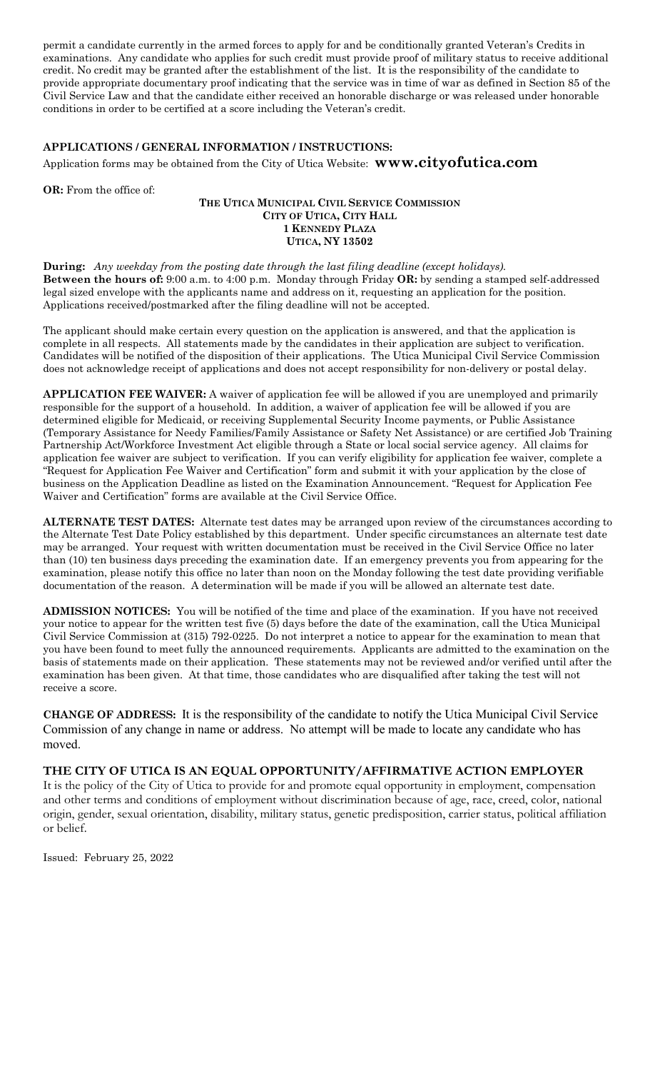permit a candidate currently in the armed forces to apply for and be conditionally granted Veteran's Credits in examinations. Any candidate who applies for such credit must provide proof of military status to receive additional credit. No credit may be granted after the establishment of the list. It is the responsibility of the candidate to provide appropriate documentary proof indicating that the service was in time of war as defined in Section 85 of the Civil Service Law and that the candidate either received an honorable discharge or was released under honorable conditions in order to be certified at a score including the Veteran's credit.

**APPLICATIONS / GENERAL INFORMATION / INSTRUCTIONS:**

Application forms may be obtained from the City of Utica Website: **www.cityofutica.com**

**OR:** From the office of:

**THE UTICA MUNICIPAL CIVIL SERVICE COMMISSION**
**CITY OF UTICA, CITY HALL**
**1 KENNEDY PLAZA**
**UTICA, NY 13502**

**During:** *Any weekday from the posting date through the last filing deadline (except holidays).*
**Between the hours of:** 9:00 a.m. to 4:00 p.m. Monday through Friday **OR:** by sending a stamped self-addressed legal sized envelope with the applicants name and address on it, requesting an application for the position. Applications received/postmarked after the filing deadline will not be accepted.

The applicant should make certain every question on the application is answered, and that the application is complete in all respects. All statements made by the candidates in their application are subject to verification. Candidates will be notified of the disposition of their applications. The Utica Municipal Civil Service Commission does not acknowledge receipt of applications and does not accept responsibility for non-delivery or postal delay.

**APPLICATION FEE WAIVER:** A waiver of application fee will be allowed if you are unemployed and primarily responsible for the support of a household. In addition, a waiver of application fee will be allowed if you are determined eligible for Medicaid, or receiving Supplemental Security Income payments, or Public Assistance (Temporary Assistance for Needy Families/Family Assistance or Safety Net Assistance) or are certified Job Training Partnership Act/Workforce Investment Act eligible through a State or local social service agency. All claims for application fee waiver are subject to verification. If you can verify eligibility for application fee waiver, complete a "Request for Application Fee Waiver and Certification" form and submit it with your application by the close of business on the Application Deadline as listed on the Examination Announcement. "Request for Application Fee Waiver and Certification" forms are available at the Civil Service Office.

**ALTERNATE TEST DATES:** Alternate test dates may be arranged upon review of the circumstances according to the Alternate Test Date Policy established by this department. Under specific circumstances an alternate test date may be arranged. Your request with written documentation must be received in the Civil Service Office no later than (10) ten business days preceding the examination date. If an emergency prevents you from appearing for the examination, please notify this office no later than noon on the Monday following the test date providing verifiable documentation of the reason. A determination will be made if you will be allowed an alternate test date.

**ADMISSION NOTICES:** You will be notified of the time and place of the examination. If you have not received your notice to appear for the written test five (5) days before the date of the examination, call the Utica Municipal Civil Service Commission at (315) 792-0225. Do not interpret a notice to appear for the examination to mean that you have been found to meet fully the announced requirements. Applicants are admitted to the examination on the basis of statements made on their application. These statements may not be reviewed and/or verified until after the examination has been given. At that time, those candidates who are disqualified after taking the test will not receive a score.

**CHANGE OF ADDRESS:** It is the responsibility of the candidate to notify the Utica Municipal Civil Service Commission of any change in name or address. No attempt will be made to locate any candidate who has moved.

**THE CITY OF UTICA IS AN EQUAL OPPORTUNITY/AFFIRMATIVE ACTION EMPLOYER**

It is the policy of the City of Utica to provide for and promote equal opportunity in employment, compensation and other terms and conditions of employment without discrimination because of age, race, creed, color, national origin, gender, sexual orientation, disability, military status, genetic predisposition, carrier status, political affiliation or belief.

Issued: February 25, 2022